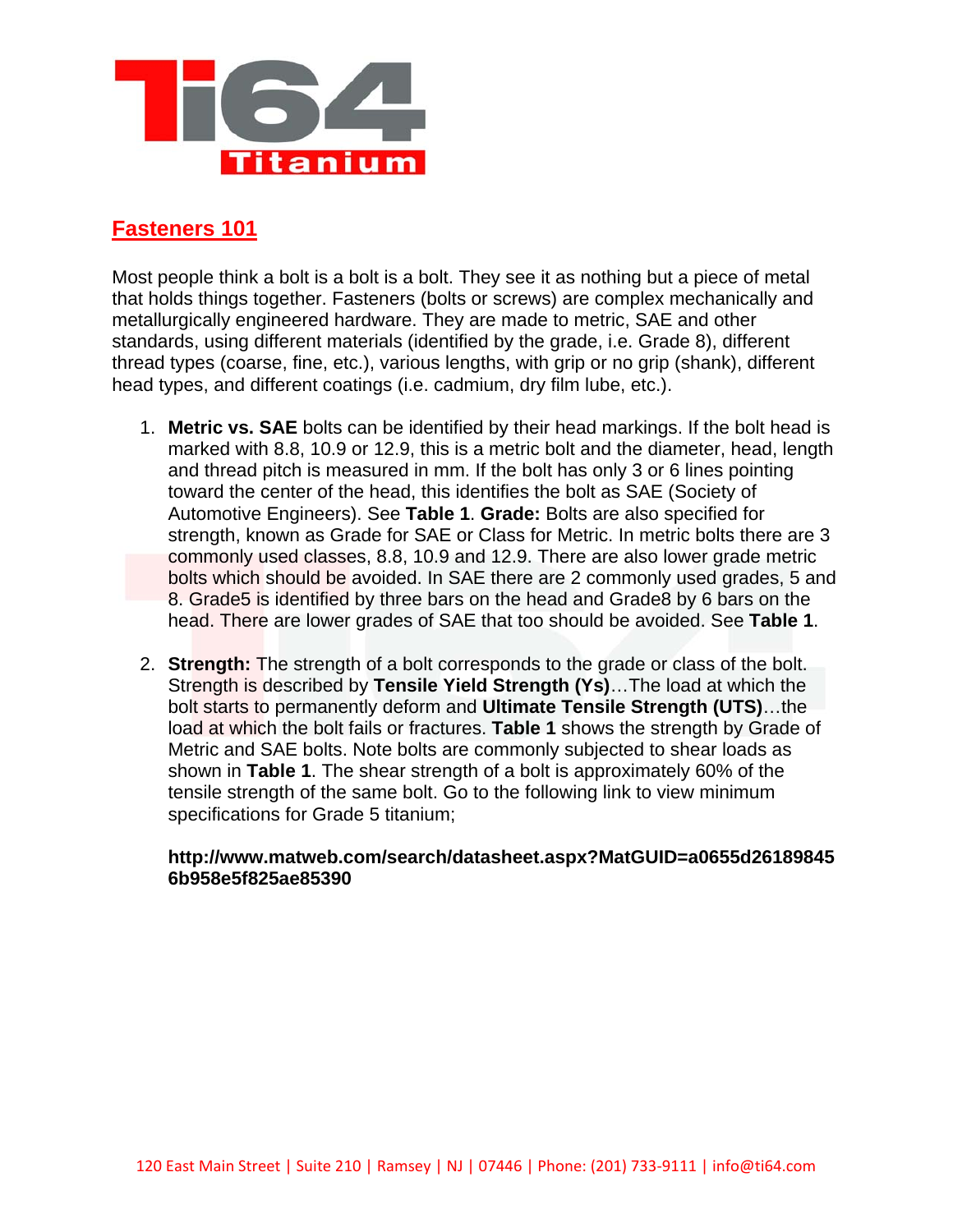## Fasteners 101

Most people think a bolt is a bolt is a bolt. They see it as nothing but a piece of metal that holds things together. Fasteners (bolts or screws) are complex mechanically and metallurgically engineered hardware. They are made to metric, SAE and other standards, using different materials (identified by the grade, i.e. Grade 8), different thread types (coarse, fine, etc.), various lengths, with grip or no grip (shank), different head types, and different coatings (i.e. cadmium, dry film lube, etc.).

1. **Metric vs. SAE** bolts can be identified by their head markings. If the bolt head is marked with 8.8, 10.9 or 12.9, this is a metric bolt and the diameter, head, length and thread pitch is measured in mm. If the bolt has only 3 or 6 lines pointing toward the center of the head, this identifies the bolt as SAE (Society of Automotive Engineers). See **Table 1**. **Grade:** Bolts are also specified for strength, known as Grade for SAE or Class for Metric. In metric bolts there are 3 commonly used classes, 8.8, 10.9 and 12.9. There are also lower grade metric bolts which should be avoided. In SAE there are 2 commonly used grades, 5 and 8. Grade5 is identified by three bars on the head and Grade8 by 6 bars on the head. There are lower grades of SAE that too should be avoided. See **Table 1**.

2. **Strength:** The strength of a bolt corresponds to the grade or class of the bolt. Strength is described by **Tensile Yield Strength (Ys)**…The load at which the bolt starts to permanently deform and **Ultimate Tensile Strength (UTS)**…the load at which the bolt fails or fractures. **Table 1** shows the strength by Grade of Metric and SAE bolts. Note bolts are commonly subjected to shear loads as shown in **Table 1**. The shear strength of a bolt is approximately 60% of the tensile strength of the same bolt. Go to the following link to view minimum specifications for Grade 5 titanium;

   **http://www.matweb.com/search/datasheet.aspx?MatGUID=a0655d261898456b958e5f825ae85390**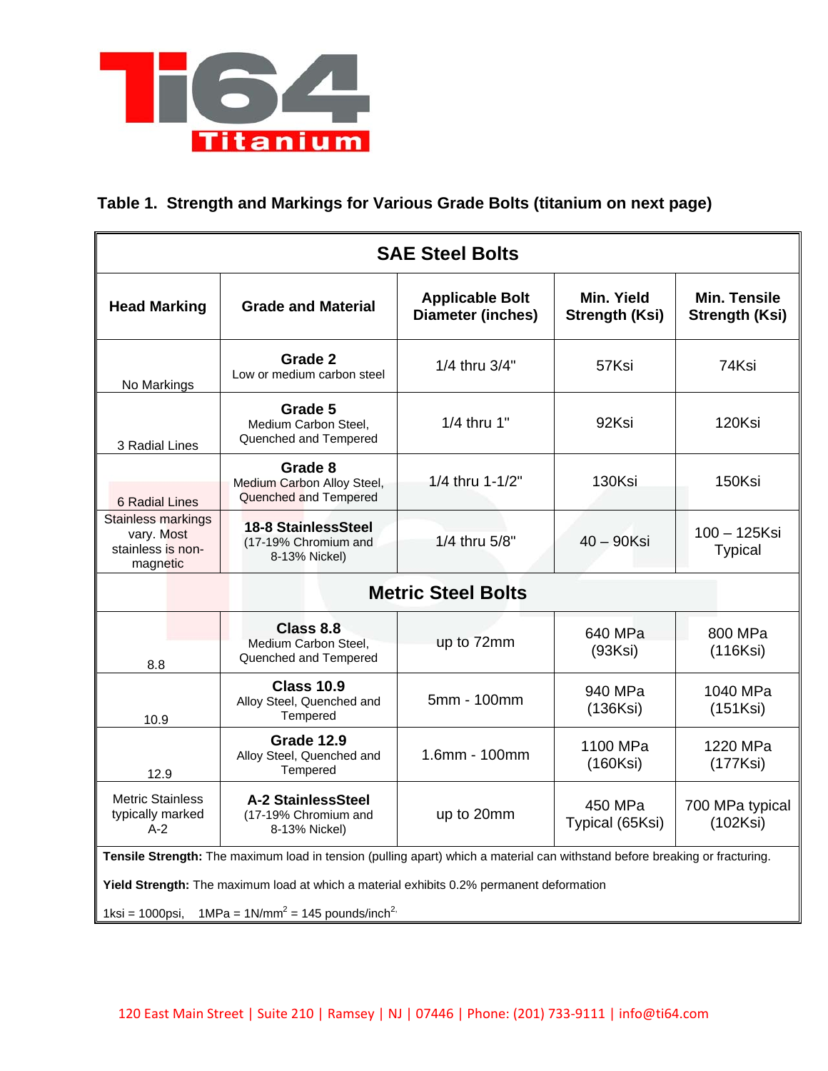**Table 1. Strength and Markings for Various Grade Bolts (titanium on next page)**

| Head Marking | Grade and Material | Applicable Bolt Diameter (inches) | Min. Yield Strength (Ksi) | Min. Tensile Strength (Ksi) |
|---|---|---|---|---|
| **SAE Steel Bolts** | | | | |
| No Markings | **Grade 2** Low or medium carbon steel | 1/4 thru 3/4" | 57Ksi | 74Ksi |
| 3 Radial Lines | **Grade 5** Medium Carbon Steel, Quenched and Tempered | 1/4 thru 1" | 92Ksi | 120Ksi |
| 6 Radial Lines | **Grade 8** Medium Carbon Alloy Steel, Quenched and Tempered | 1/4 thru 1-1/2" | 130Ksi | 150Ksi |
| Stainless markings vary. Most stainless is non-magnetic | **18-8 StainlessSteel** (17-19% Chromium and 8-13% Nickel) | 1/4 thru 5/8" | 40 – 90Ksi | 100 – 125Ksi Typical |
| **Metric Steel Bolts** | | | | |
| 8.8 | **Class 8.8** Medium Carbon Steel, Quenched and Tempered | up to 72mm | 640 MPa (93Ksi) | 800 MPa (116Ksi) |
| 10.9 | **Class 10.9** Alloy Steel, Quenched and Tempered | 5mm - 100mm | 940 MPa (136Ksi) | 1040 MPa (151Ksi) |
| 12.9 | **Grade 12.9** Alloy Steel, Quenched and Tempered | 1.6mm - 100mm | 1100 MPa (160Ksi) | 1220 MPa (177Ksi) |
| Metric Stainless typically marked A-2 | **A-2 StainlessSteel** (17-19% Chromium and 8-13% Nickel) | up to 20mm | 450 MPa Typical (65Ksi) | 700 MPa typical (102Ksi) |

**Tensile Strength:** The maximum load in tension (pulling apart) which a material can withstand before breaking or fracturing.

**Yield Strength:** The maximum load at which a material exhibits 0.2% permanent deformation

1ksi = 1000psi, 1MPa = 1N/mm$^2$ = 145 pounds/inch$^2$.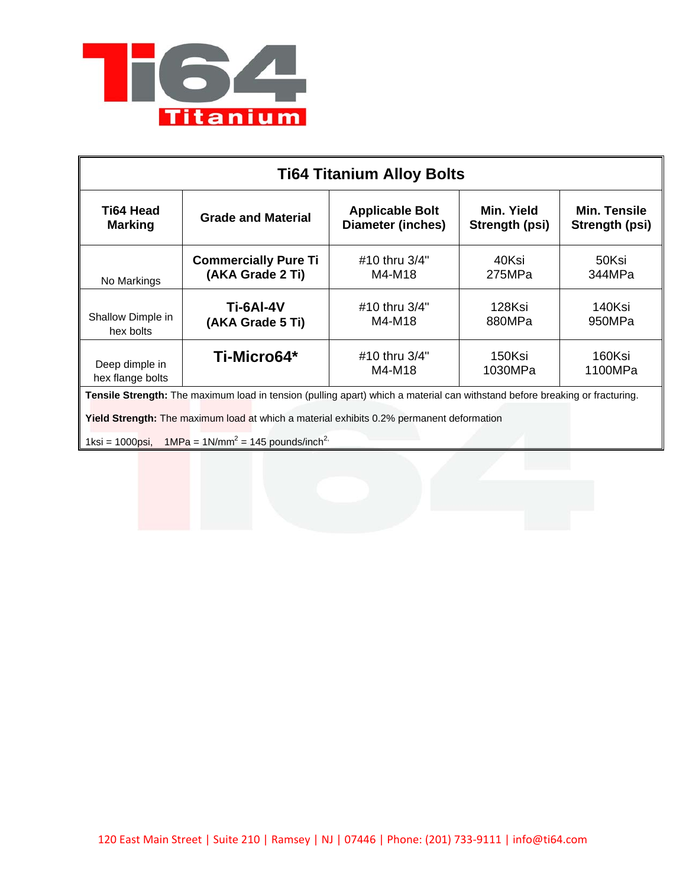# Ti64 Titanium Alloy Bolts

| Ti64 Head Marking | Grade and Material | Applicable Bolt Diameter (inches) | Min. Yield Strength (psi) | Min. Tensile Strength (psi) |
|---|---|---|---|---|
| No Markings | **Commercially Pure Ti (AKA Grade 2 Ti)** | #10 thru 3/4" M4-M18 | 40Ksi 275MPa | 50Ksi 344MPa |
| Shallow Dimple in hex bolts | **Ti-6Al-4V (AKA Grade 5 Ti)** | #10 thru 3/4" M4-M18 | 128Ksi 880MPa | 140Ksi 950MPa |
| Deep dimple in hex flange bolts | **Ti-Micro64*** | #10 thru 3/4" M4-M18 | 150Ksi 1030MPa | 160Ksi 1100MPa |

**Tensile Strength:** The maximum load in tension (pulling apart) which a material can withstand before breaking or fracturing.

**Yield Strength:** The maximum load at which a material exhibits 0.2% permanent deformation

1ksi = 1000psi, 1MPa = $1N/mm^2$ = 145 $pounds/inch^2$.